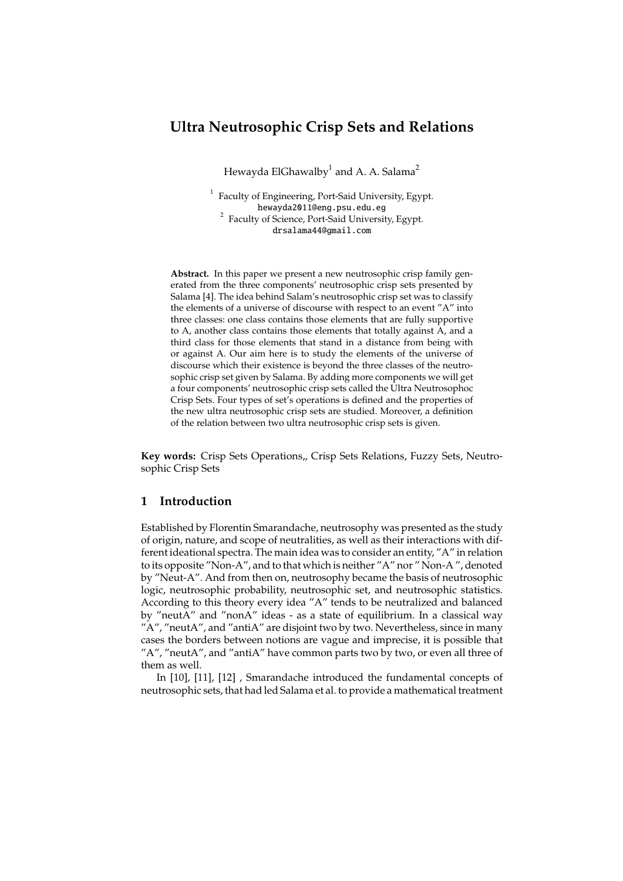# Ultra Neutrosophic Crisp Sets and Relations

Hewayda ElGhawalby[1] and A. A. Salama[2]

[1] Faculty of Engineering, Port-Said University, Egypt.
hewayda2011@eng.psu.edu.eg
[2] Faculty of Science, Port-Said University, Egypt.
drsalama44@gmail.com

**Abstract.** In this paper we present a new neutrosophic crisp family generated from the three components' neutrosophic crisp sets presented by Salama [4]. The idea behind Salam's neutrosophic crisp set was to classify the elements of a universe of discourse with respect to an event "A" into three classes: one class contains those elements that are fully supportive to A, another class contains those elements that totally against A, and a third class for those elements that stand in a distance from being with or against A. Our aim here is to study the elements of the universe of discourse which their existence is beyond the three classes of the neutrosophic crisp set given by Salama. By adding more components we will get a four components' neutrosophic crisp sets called the Ultra Neutrosophoc Crisp Sets. Four types of set's operations is defined and the properties of the new ultra neutrosophic crisp sets are studied. Moreover, a definition of the relation between two ultra neutrosophic crisp sets is given.

**Key words:** Crisp Sets Operations,, Crisp Sets Relations, Fuzzy Sets, Neutrosophic Crisp Sets

## 1 Introduction

Established by Florentin Smarandache, neutrosophy was presented as the study of origin, nature, and scope of neutralities, as well as their interactions with different ideational spectra. The main idea was to consider an entity, "A" in relation to its opposite "Non-A", and to that which is neither "A" nor " Non-A ", denoted by "Neut-A". And from then on, neutrosophy became the basis of neutrosophic logic, neutrosophic probability, neutrosophic set, and neutrosophic statistics. According to this theory every idea "A" tends to be neutralized and balanced by "neutA" and "nonA" ideas - as a state of equilibrium. In a classical way "A", "neutA", and "antiA" are disjoint two by two. Nevertheless, since in many cases the borders between notions are vague and imprecise, it is possible that "A", "neutA", and "antiA" have common parts two by two, or even all three of them as well.

In [10], [11], [12] , Smarandache introduced the fundamental concepts of neutrosophic sets, that had led Salama et al. to provide a mathematical treatment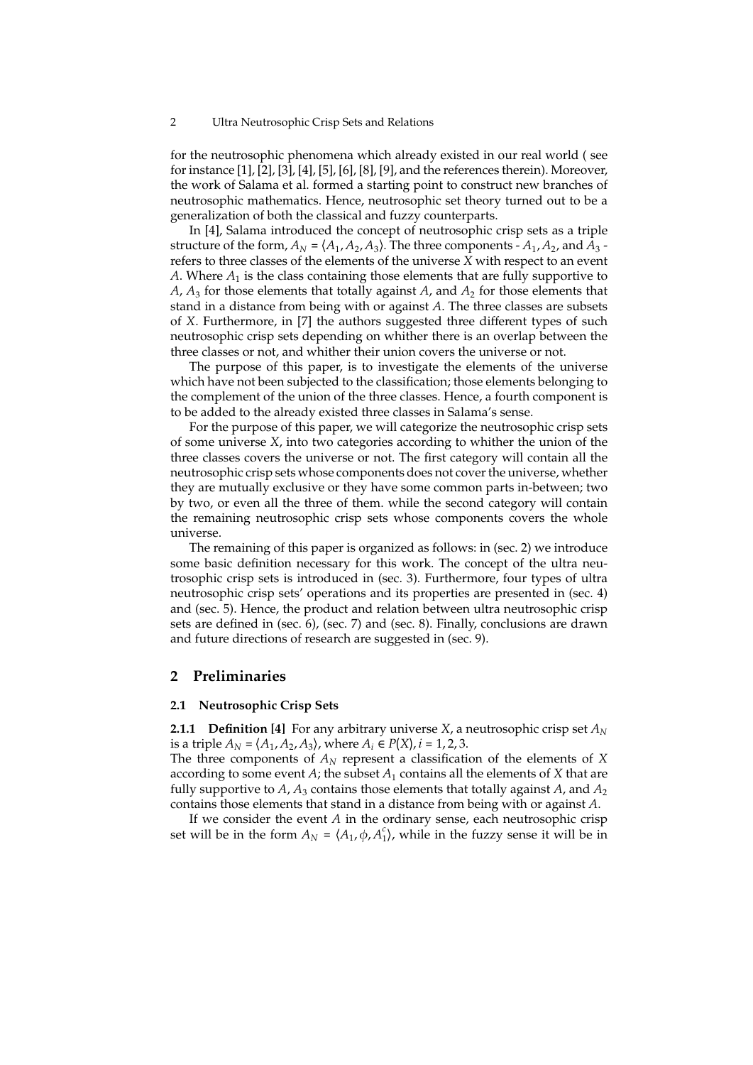for the neutrosophic phenomena which already existed in our real world ( see for instance [1], [2], [3], [4], [5], [6], [8], [9], and the references therein). Moreover, the work of Salama et al. formed a starting point to construct new branches of neutrosophic mathematics. Hence, neutrosophic set theory turned out to be a generalization of both the classical and fuzzy counterparts.

In [4], Salama introduced the concept of neutrosophic crisp sets as a triple structure of the form, $A_N = \langle A_1, A_2, A_3 \rangle$. The three components - $A_1, A_2$, and $A_3$ - refers to three classes of the elements of the universe $X$ with respect to an event $A$. Where $A_1$ is the class containing those elements that are fully supportive to $A$, $A_3$ for those elements that totally against $A$, and $A_2$ for those elements that stand in a distance from being with or against $A$. The three classes are subsets of $X$. Furthermore, in [7] the authors suggested three different types of such neutrosophic crisp sets depending on whither there is an overlap between the three classes or not, and whither their union covers the universe or not.

The purpose of this paper, is to investigate the elements of the universe which have not been subjected to the classification; those elements belonging to the complement of the union of the three classes. Hence, a fourth component is to be added to the already existed three classes in Salama's sense.

For the purpose of this paper, we will categorize the neutrosophic crisp sets of some universe $X$, into two categories according to whither the union of the three classes covers the universe or not. The first category will contain all the neutrosophic crisp sets whose components does not cover the universe, whether they are mutually exclusive or they have some common parts in-between; two by two, or even all the three of them. while the second category will contain the remaining neutrosophic crisp sets whose components covers the whole universe.

The remaining of this paper is organized as follows: in (sec. 2) we introduce some basic definition necessary for this work. The concept of the ultra neutrosophic crisp sets is introduced in (sec. 3). Furthermore, four types of ultra neutrosophic crisp sets' operations and its properties are presented in (sec. 4) and (sec. 5). Hence, the product and relation between ultra neutrosophic crisp sets are defined in (sec. 6), (sec. 7) and (sec. 8). Finally, conclusions are drawn and future directions of research are suggested in (sec. 9).

## 2 Preliminaries

### 2.1 Neutrosophic Crisp Sets

**2.1.1 Definition [4]** For any arbitrary universe $X$, a neutrosophic crisp set $A_N$ is a triple $A_N = \langle A_1, A_2, A_3 \rangle$, where $A_i \in P(X), i = 1, 2, 3$.
The three components of $A_N$ represent a classification of the elements of $X$ according to some event $A$; the subset $A_1$ contains all the elements of $X$ that are fully supportive to $A$, $A_3$ contains those elements that totally against $A$, and $A_2$ contains those elements that stand in a distance from being with or against $A$.

If we consider the event $A$ in the ordinary sense, each neutrosophic crisp set will be in the form $A_N = \langle A_1, \phi, A_1^c \rangle$, while in the fuzzy sense it will be in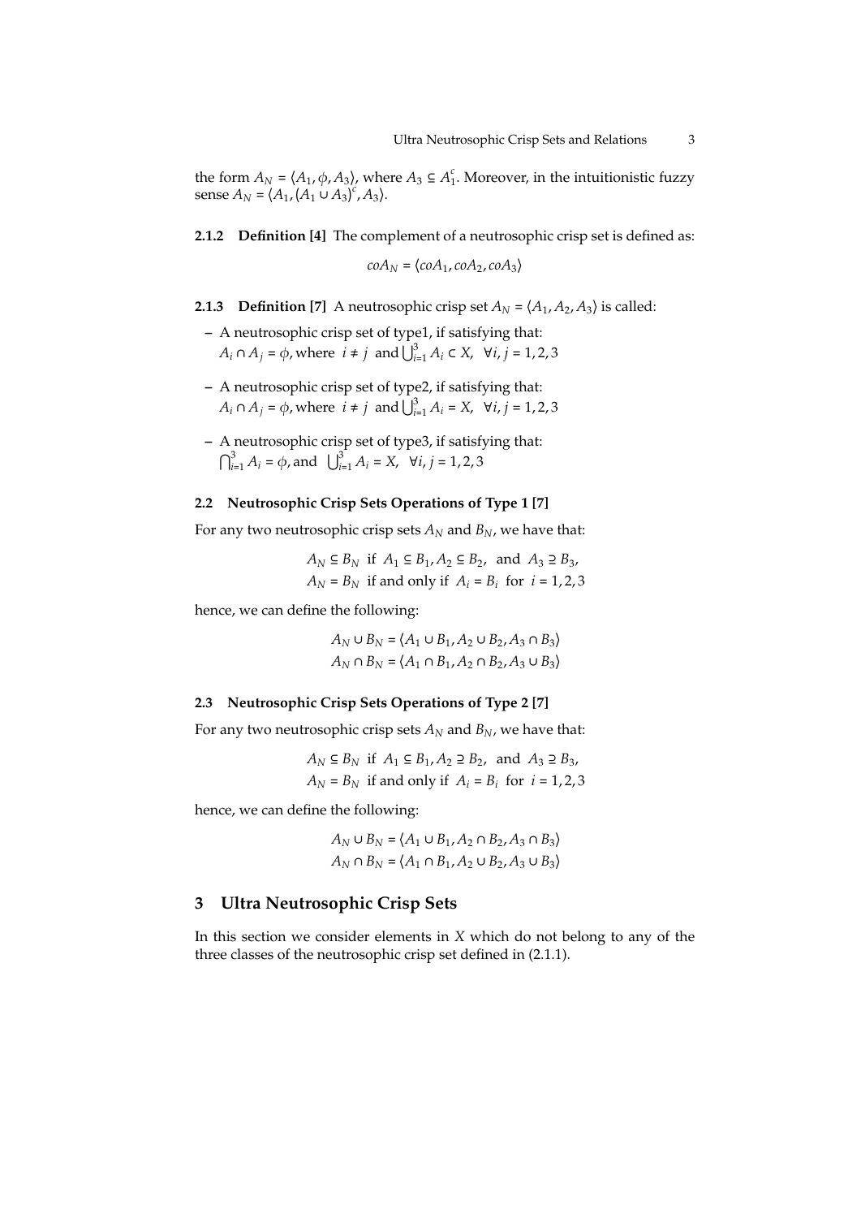the form $A_N = \langle A_1, \phi, A_3 \rangle$, where $A_3 \subseteq A_1^c$. Moreover, in the intuitionistic fuzzy sense $A_N = \langle A_1, (A_1 \cup A_3)^c, A_3 \rangle$.

**2.1.2 Definition [4]** The complement of a neutrosophic crisp set is defined as:

$$coA_N = \langle coA_1, coA_2, coA_3 \rangle$$

**2.1.3 Definition [7]** A neutrosophic crisp set $A_N = \langle A_1, A_2, A_3 \rangle$ is called:

- A neutrosophic crisp set of type1, if satisfying that:
  $A_i \cap A_j = \phi$, where $i \neq j$ and $\bigcup_{i=1}^{3} A_i \subset X, \ \forall i, j = 1, 2, 3$
- A neutrosophic crisp set of type2, if satisfying that:
  $A_i \cap A_j = \phi$, where $i \neq j$ and $\bigcup_{i=1}^{3} A_i = X, \ \forall i, j = 1, 2, 3$
- A neutrosophic crisp set of type3, if satisfying that:
  $\bigcap_{i=1}^{3} A_i = \phi$, and $\bigcup_{i=1}^{3} A_i = X, \ \forall i, j = 1, 2, 3$

### 2.2 Neutrosophic Crisp Sets Operations of Type 1 [7]

For any two neutrosophic crisp sets $A_N$ and $B_N$, we have that:

$$A_N \subseteq B_N \ \text{ if } \ A_1 \subseteq B_1, A_2 \subseteq B_2, \ \text{ and } \ A_3 \supseteq B_3,$$
$$A_N = B_N \ \text{ if and only if } \ A_i = B_i \ \text{ for } \ i = 1, 2, 3$$

hence, we can define the following:

$$A_N \cup B_N = \langle A_1 \cup B_1, A_2 \cup B_2, A_3 \cap B_3 \rangle$$
$$A_N \cap B_N = \langle A_1 \cap B_1, A_2 \cap B_2, A_3 \cup B_3 \rangle$$

### 2.3 Neutrosophic Crisp Sets Operations of Type 2 [7]

For any two neutrosophic crisp sets $A_N$ and $B_N$, we have that:

$$A_N \subseteq B_N \ \text{ if } \ A_1 \subseteq B_1, A_2 \supseteq B_2, \ \text{ and } \ A_3 \supseteq B_3,$$
$$A_N = B_N \ \text{ if and only if } \ A_i = B_i \ \text{ for } \ i = 1, 2, 3$$

hence, we can define the following:

$$A_N \cup B_N = \langle A_1 \cup B_1, A_2 \cap B_2, A_3 \cap B_3 \rangle$$
$$A_N \cap B_N = \langle A_1 \cap B_1, A_2 \cup B_2, A_3 \cup B_3 \rangle$$

## 3 Ultra Neutrosophic Crisp Sets

In this section we consider elements in $X$ which do not belong to any of the three classes of the neutrosophic crisp set defined in (2.1.1).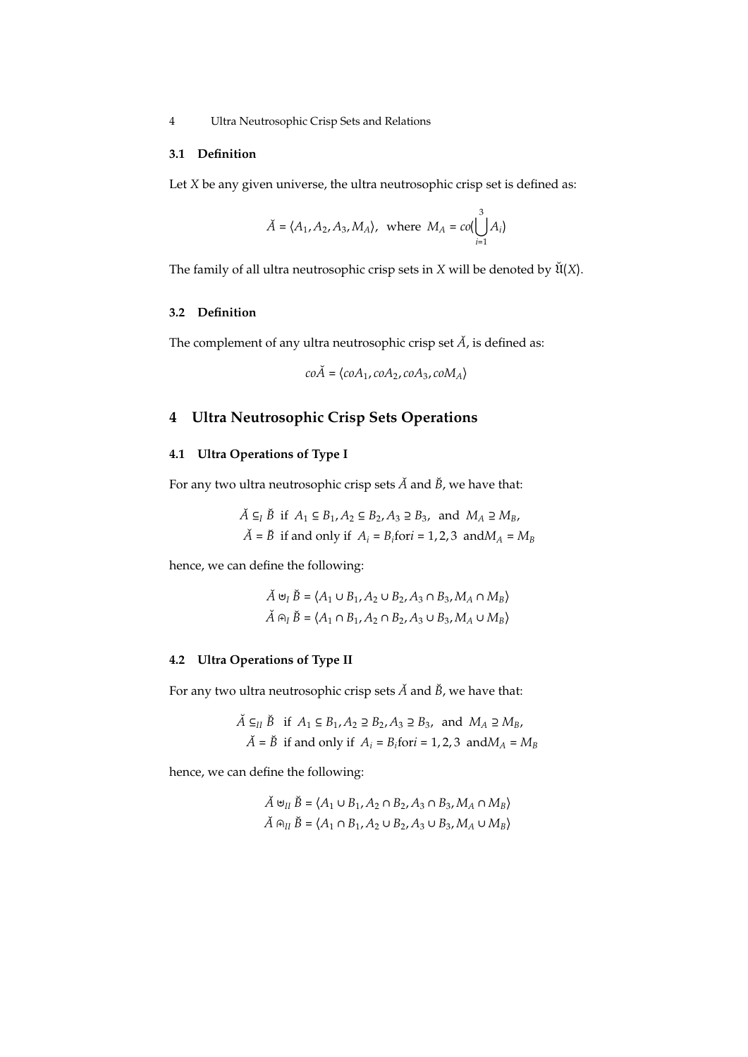### 3.1 Definition

Let $X$ be any given universe, the ultra neutrosophic crisp set is defined as:

$$\breve{A} = \langle A_1, A_2, A_3, M_A \rangle, \text{ where } M_A = co(\bigcup_{i=1}^{3} A_i)$$

The family of all ultra neutrosophic crisp sets in $X$ will be denoted by $\breve{\mathfrak{U}}(X)$.

### 3.2 Definition

The complement of any ultra neutrosophic crisp set $\breve{A}$, is defined as:

$$co\breve{A} = \langle coA_1, coA_2, coA_3, coM_A \rangle$$

## 4 Ultra Neutrosophic Crisp Sets Operations

### 4.1 Ultra Operations of Type I

For any two ultra neutrosophic crisp sets $\breve{A}$ and $\breve{B}$, we have that:

$$\breve{A} \subseteq_I \breve{B} \text{ if } A_1 \subseteq B_1, A_2 \subseteq B_2, A_3 \supseteq B_3, \text{ and } M_A \supseteq M_B,$$
$$\breve{A} = \breve{B} \text{ if and only if } A_i = B_i \text{for} i = 1, 2, 3 \text{ and} M_A = M_B$$

hence, we can define the following:

$$\breve{A} \uplus_I \breve{B} = \langle A_1 \cup B_1, A_2 \cup B_2, A_3 \cap B_3, M_A \cap M_B \rangle$$
$$\breve{A} \Cap_I \breve{B} = \langle A_1 \cap B_1, A_2 \cap B_2, A_3 \cup B_3, M_A \cup M_B \rangle$$

### 4.2 Ultra Operations of Type II

For any two ultra neutrosophic crisp sets $\breve{A}$ and $\breve{B}$, we have that:

$$\breve{A} \subseteq_{II} \breve{B} \text{ if } A_1 \subseteq B_1, A_2 \supseteq B_2, A_3 \supseteq B_3, \text{ and } M_A \supseteq M_B,$$
$$\breve{A} = \breve{B} \text{ if and only if } A_i = B_i \text{for} i = 1, 2, 3 \text{ and} M_A = M_B$$

hence, we can define the following:

$$\breve{A} \uplus_{II} \breve{B} = \langle A_1 \cup B_1, A_2 \cap B_2, A_3 \cap B_3, M_A \cap M_B \rangle$$
$$\breve{A} \Cap_{II} \breve{B} = \langle A_1 \cap B_1, A_2 \cup B_2, A_3 \cup B_3, M_A \cup M_B \rangle$$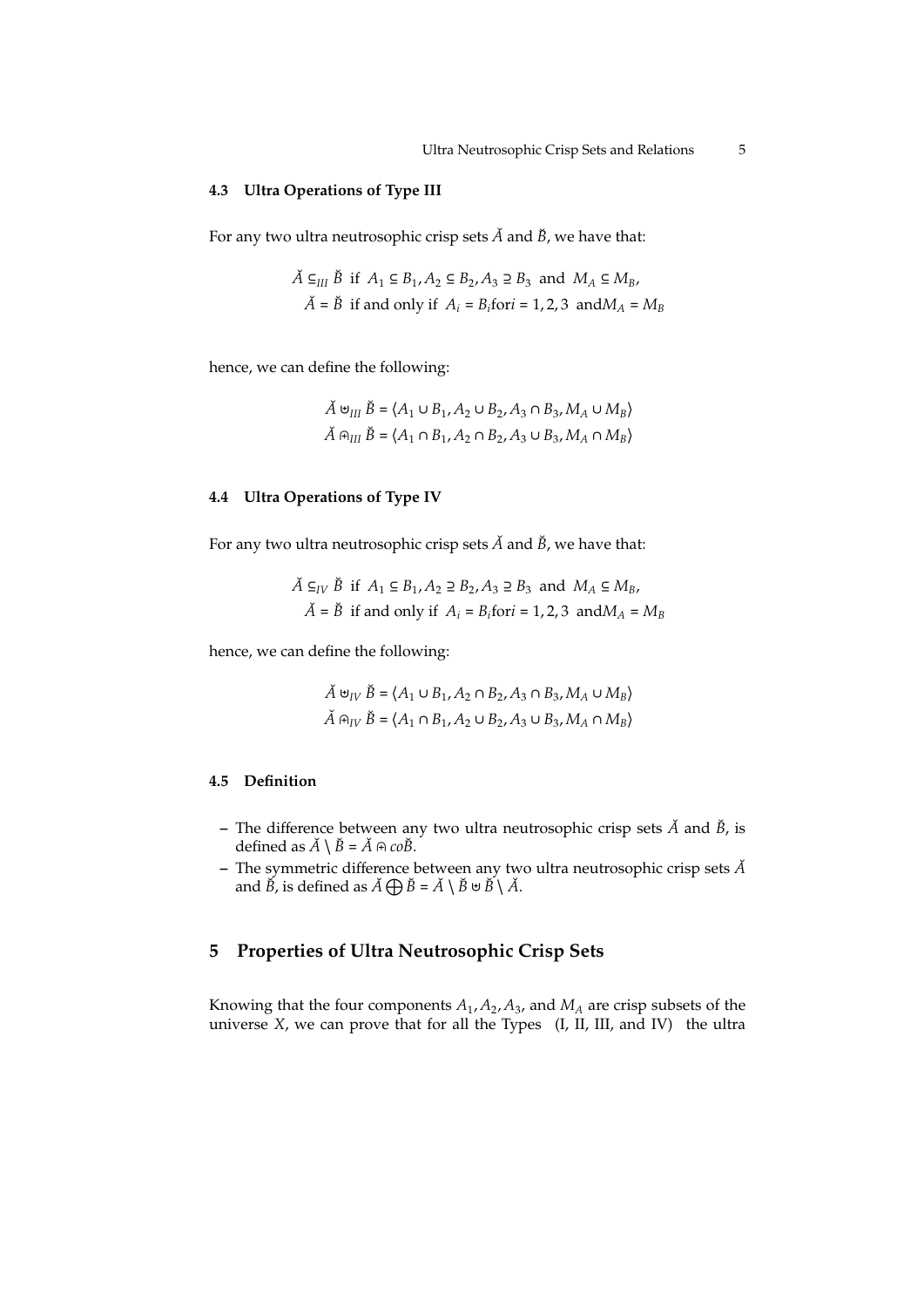### 4.3 Ultra Operations of Type III

For any two ultra neutrosophic crisp sets $\breve{A}$ and $\breve{B}$, we have that:

$$\breve{A} \subseteq_{III} \breve{B} \text{ if } A_1 \subseteq B_1, A_2 \subseteq B_2, A_3 \supseteq B_3 \text{ and } M_A \subseteq M_B,$$
$$\breve{A} = \breve{B} \text{ if and only if } A_i = B_i \text{for} i = 1, 2, 3 \text{ and} M_A = M_B$$

hence, we can define the following:

$$\breve{A} \uplus_{III} \breve{B} = \langle A_1 \cup B_1, A_2 \cup B_2, A_3 \cap B_3, M_A \cup M_B \rangle$$
$$\breve{A} \Cap_{III} \breve{B} = \langle A_1 \cap B_1, A_2 \cap B_2, A_3 \cup B_3, M_A \cap M_B \rangle$$

### 4.4 Ultra Operations of Type IV

For any two ultra neutrosophic crisp sets $\breve{A}$ and $\breve{B}$, we have that:

$$\breve{A} \subseteq_{IV} \breve{B} \text{ if } A_1 \subseteq B_1, A_2 \supseteq B_2, A_3 \supseteq B_3 \text{ and } M_A \subseteq M_B,$$
$$\breve{A} = \breve{B} \text{ if and only if } A_i = B_i \text{for} i = 1, 2, 3 \text{ and} M_A = M_B$$

hence, we can define the following:

$$\breve{A} \uplus_{IV} \breve{B} = \langle A_1 \cup B_1, A_2 \cap B_2, A_3 \cap B_3, M_A \cup M_B \rangle$$
$$\breve{A} \Cap_{IV} \breve{B} = \langle A_1 \cap B_1, A_2 \cup B_2, A_3 \cup B_3, M_A \cap M_B \rangle$$

### 4.5 Definition

- The difference between any two ultra neutrosophic crisp sets $\breve{A}$ and $\breve{B}$, is defined as $\breve{A} \setminus \breve{B} = \breve{A} \Cap co\breve{B}$.
- The symmetric difference between any two ultra neutrosophic crisp sets $\breve{A}$ and $\breve{B}$, is defined as $\breve{A} \bigoplus \breve{B} = \breve{A} \setminus \breve{B} \uplus \breve{B} \setminus \breve{A}$.

## 5 Properties of Ultra Neutrosophic Crisp Sets

Knowing that the four components $A_1, A_2, A_3$, and $M_A$ are crisp subsets of the universe $X$, we can prove that for all the Types (I, II, III, and IV) the ultra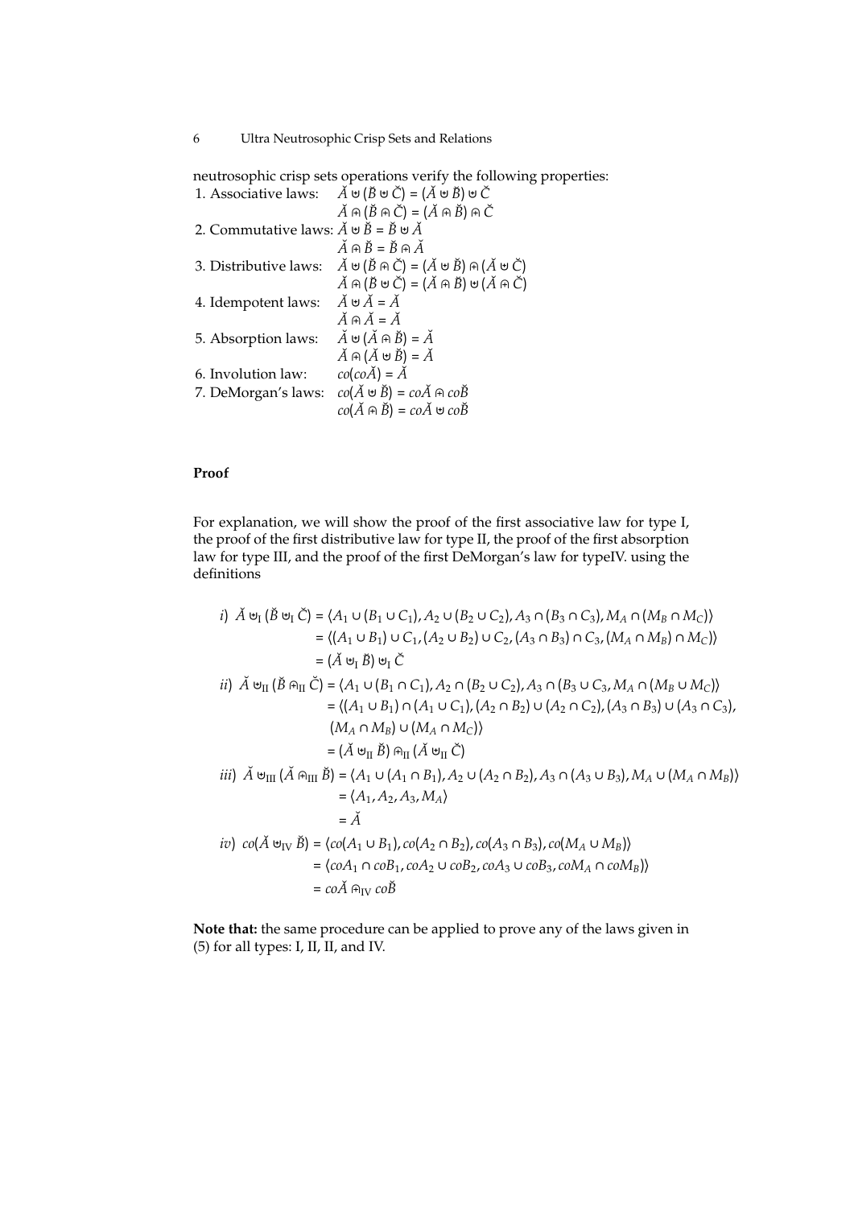neutrosophic crisp sets operations verify the following properties:

1. Associative laws: $\breve{A} \uplus (\breve{B} \uplus \breve{C}) = (\breve{A} \uplus \breve{B}) \uplus \breve{C}$
   $\breve{A} \Cap (\breve{B} \Cap \breve{C}) = (\breve{A} \Cap \breve{B}) \Cap \breve{C}$
2. Commutative laws: $\breve{A} \uplus \breve{B} = \breve{B} \uplus \breve{A}$
   $\breve{A} \Cap \breve{B} = \breve{B} \Cap \breve{A}$
3. Distributive laws: $\breve{A} \uplus (\breve{B} \Cap \breve{C}) = (\breve{A} \uplus \breve{B}) \Cap (\breve{A} \uplus \breve{C})$
   $\breve{A} \Cap (\breve{B} \uplus \breve{C}) = (\breve{A} \Cap \breve{B}) \uplus (\breve{A} \Cap \breve{C})$
4. Idempotent laws: $\breve{A} \uplus \breve{A} = \breve{A}$
   $\breve{A} \Cap \breve{A} = \breve{A}$
5. Absorption laws: $\breve{A} \uplus (\breve{A} \Cap \breve{B}) = \breve{A}$
   $\breve{A} \Cap (\breve{A} \uplus \breve{B}) = \breve{A}$
6. Involution law: $co(co\breve{A}) = \breve{A}$
7. DeMorgan's laws: $co(\breve{A} \uplus \breve{B}) = co\breve{A} \Cap co\breve{B}$
   $co(\breve{A} \Cap \breve{B}) = co\breve{A} \uplus co\breve{B}$

**Proof**

For explanation, we will show the proof of the first associative law for type I, the proof of the first distributive law for type II, the proof of the first absorption law for type III, and the proof of the first DeMorgan's law for typeIV. using the definitions

$$
\begin{aligned}
i)\ \breve{A} \uplus_{\mathrm{I}} (\breve{B} \uplus_{\mathrm{I}} \breve{C}) &= \langle A_1 \cup (B_1 \cup C_1), A_2 \cup (B_2 \cup C_2), A_3 \cap (B_3 \cap C_3), M_A \cap (M_B \cap M_C)\rangle \\
&= \langle (A_1 \cup B_1) \cup C_1, (A_2 \cup B_2) \cup C_2, (A_3 \cap B_3) \cap C_3, (M_A \cap M_B) \cap M_C)\rangle \\
&= (\breve{A} \uplus_{\mathrm{I}} \breve{B}) \uplus_{\mathrm{I}} \breve{C}
\end{aligned}
$$

$$
\begin{aligned}
ii)\ \breve{A} \uplus_{\mathrm{II}} (\breve{B} \Cap_{\mathrm{II}} \breve{C}) &= \langle A_1 \cup (B_1 \cap C_1), A_2 \cap (B_2 \cup C_2), A_3 \cap (B_3 \cup C_3, M_A \cap (M_B \cup M_C)\rangle \\
&= \langle (A_1 \cup B_1) \cap (A_1 \cup C_1), (A_2 \cap B_2) \cup (A_2 \cap C_2), (A_3 \cap B_3) \cup (A_3 \cap C_3), \\
&\quad (M_A \cap M_B) \cup (M_A \cap M_C)\rangle \\
&= (\breve{A} \uplus_{\mathrm{II}} \breve{B}) \Cap_{\mathrm{II}} (\breve{A} \uplus_{\mathrm{II}} \breve{C})
\end{aligned}
$$

$$
\begin{aligned}
iii)\ \breve{A} \uplus_{\mathrm{III}} (\breve{A} \Cap_{\mathrm{III}} \breve{B}) &= \langle A_1 \cup (A_1 \cap B_1), A_2 \cup (A_2 \cap B_2), A_3 \cap (A_3 \cup B_3), M_A \cup (M_A \cap M_B)\rangle \\
&= \langle A_1, A_2, A_3, M_A\rangle \\
&= \breve{A}
\end{aligned}
$$

$$
\begin{aligned}
iv)\ co(\breve{A} \uplus_{\mathrm{IV}} \breve{B}) &= \langle co(A_1 \cup B_1), co(A_2 \cap B_2), co(A_3 \cap B_3), co(M_A \cup M_B)\rangle \\
&= \langle coA_1 \cap coB_1, coA_2 \cup coB_2, coA_3 \cup coB_3, coM_A \cap coM_B)\rangle \\
&= co\breve{A} \Cap_{\mathrm{IV}} co\breve{B}
\end{aligned}
$$

**Note that:** the same procedure can be applied to prove any of the laws given in (5) for all types: I, II, II, and IV.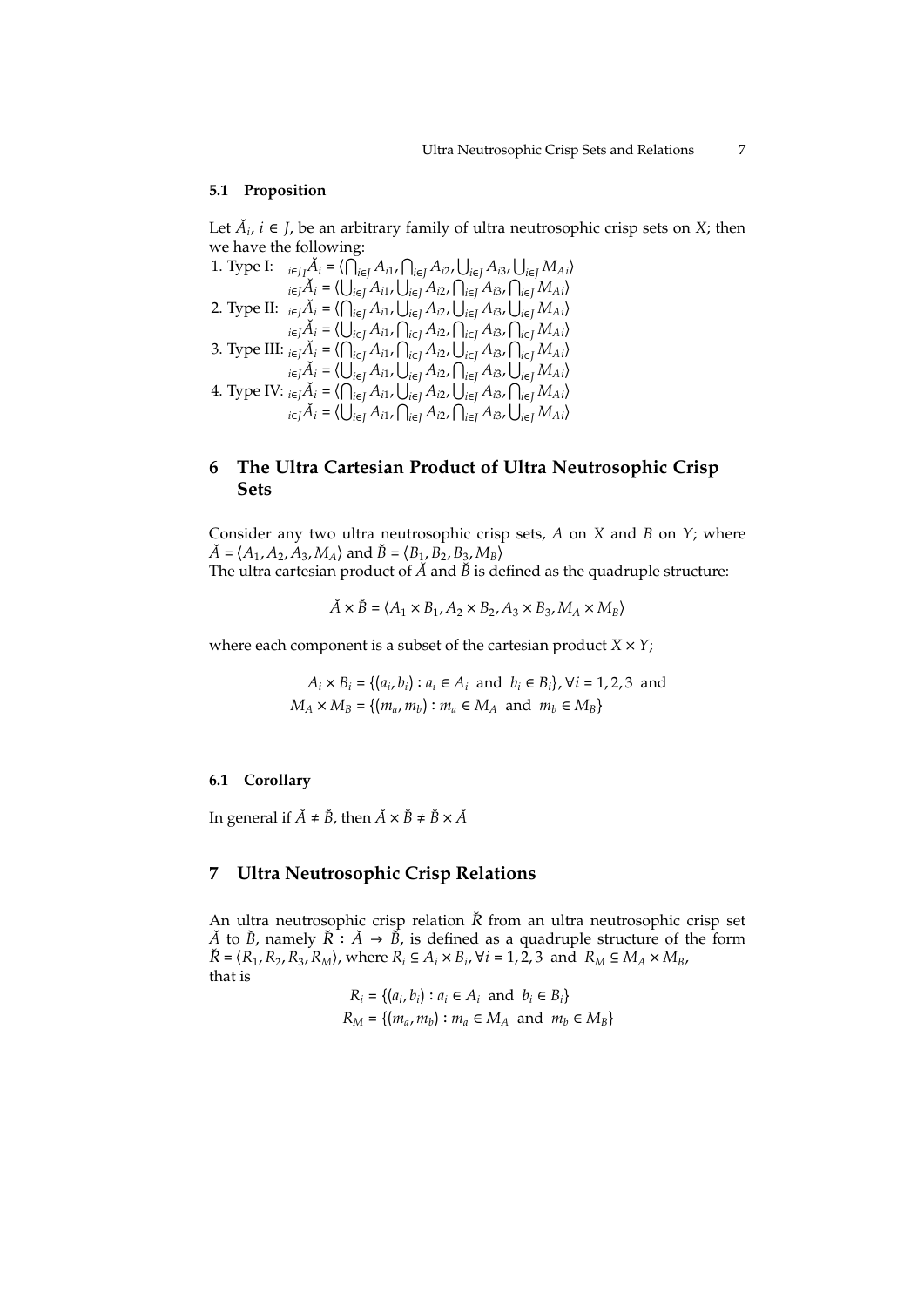### 5.1 Proposition

Let $\breve{A}_i$, $i \in J$, be an arbitrary family of ultra neutrosophic crisp sets on $X$; then we have the following:

1. Type I: $_{i\in J\,J}\breve{A}_i = \langle \bigcap_{i\in J} A_{i1}, \bigcap_{i\in J} A_{i2}, \bigcup_{i\in J} A_{i3}, \bigcup_{i\in J} M_{Ai} \rangle$
   $_{i\in J}\breve{A}_i = \langle \bigcup_{i\in J} A_{i1}, \bigcup_{i\in J} A_{i2}, \bigcap_{i\in J} A_{i3}, \bigcap_{i\in J} M_{Ai} \rangle$
2. Type II: $_{i\in J}\breve{A}_i = \langle \bigcap_{i\in J} A_{i1}, \bigcup_{i\in J} A_{i2}, \bigcup_{i\in J} A_{i3}, \bigcup_{i\in J} M_{Ai} \rangle$
   $_{i\in J}\breve{A}_i = \langle \bigcup_{i\in J} A_{i1}, \bigcap_{i\in J} A_{i2}, \bigcap_{i\in J} A_{i3}, \bigcap_{i\in J} M_{Ai} \rangle$
3. Type III: $_{i\in J}\breve{A}_i = \langle \bigcap_{i\in J} A_{i1}, \bigcap_{i\in J} A_{i2}, \bigcup_{i\in J} A_{i3}, \bigcap_{i\in J} M_{Ai} \rangle$
   $_{i\in J}\breve{A}_i = \langle \bigcup_{i\in J} A_{i1}, \bigcup_{i\in J} A_{i2}, \bigcap_{i\in J} A_{i3}, \bigcup_{i\in J} M_{Ai} \rangle$
4. Type IV: $_{i\in J}\breve{A}_i = \langle \bigcap_{i\in J} A_{i1}, \bigcup_{i\in J} A_{i2}, \bigcup_{i\in J} A_{i3}, \bigcap_{i\in J} M_{Ai} \rangle$
   $_{i\in J}\breve{A}_i = \langle \bigcup_{i\in J} A_{i1}, \bigcap_{i\in J} A_{i2}, \bigcap_{i\in J} A_{i3}, \bigcup_{i\in J} M_{Ai} \rangle$

## 6 The Ultra Cartesian Product of Ultra Neutrosophic Crisp Sets

Consider any two ultra neutrosophic crisp sets, $A$ on $X$ and $B$ on $Y$; where $\breve{A} = \langle A_1, A_2, A_3, M_A \rangle$ and $\breve{B} = \langle B_1, B_2, B_3, M_B \rangle$
The ultra cartesian product of $\breve{A}$ and $\breve{B}$ is defined as the quadruple structure:

$$\breve{A} \times \breve{B} = \langle A_1 \times B_1, A_2 \times B_2, A_3 \times B_3, M_A \times M_B \rangle$$

where each component is a subset of the cartesian product $X \times Y$;

$$A_i \times B_i = \{(a_i, b_i) : a_i \in A_i \text{ and } b_i \in B_i\}, \forall i = 1, 2, 3 \text{ and}$$
$$M_A \times M_B = \{(m_a, m_b) : m_a \in M_A \text{ and } m_b \in M_B\}$$

### 6.1 Corollary

In general if $\breve{A} \neq \breve{B}$, then $\breve{A} \times \breve{B} \neq \breve{B} \times \breve{A}$

## 7 Ultra Neutrosophic Crisp Relations

An ultra neutrosophic crisp relation $\breve{R}$ from an ultra neutrosophic crisp set $\breve{A}$ to $\breve{B}$, namely $\breve{R} : \breve{A} \to \breve{B}$, is defined as a quadruple structure of the form $\breve{R} = \langle R_1, R_2, R_3, R_M \rangle$, where $R_i \subseteq A_i \times B_i$, $\forall i = 1, 2, 3$ and $R_M \subseteq M_A \times M_B$,
that is

$$R_i = \{(a_i, b_i) : a_i \in A_i \text{ and } b_i \in B_i\}$$
$$R_M = \{(m_a, m_b) : m_a \in M_A \text{ and } m_b \in M_B\}$$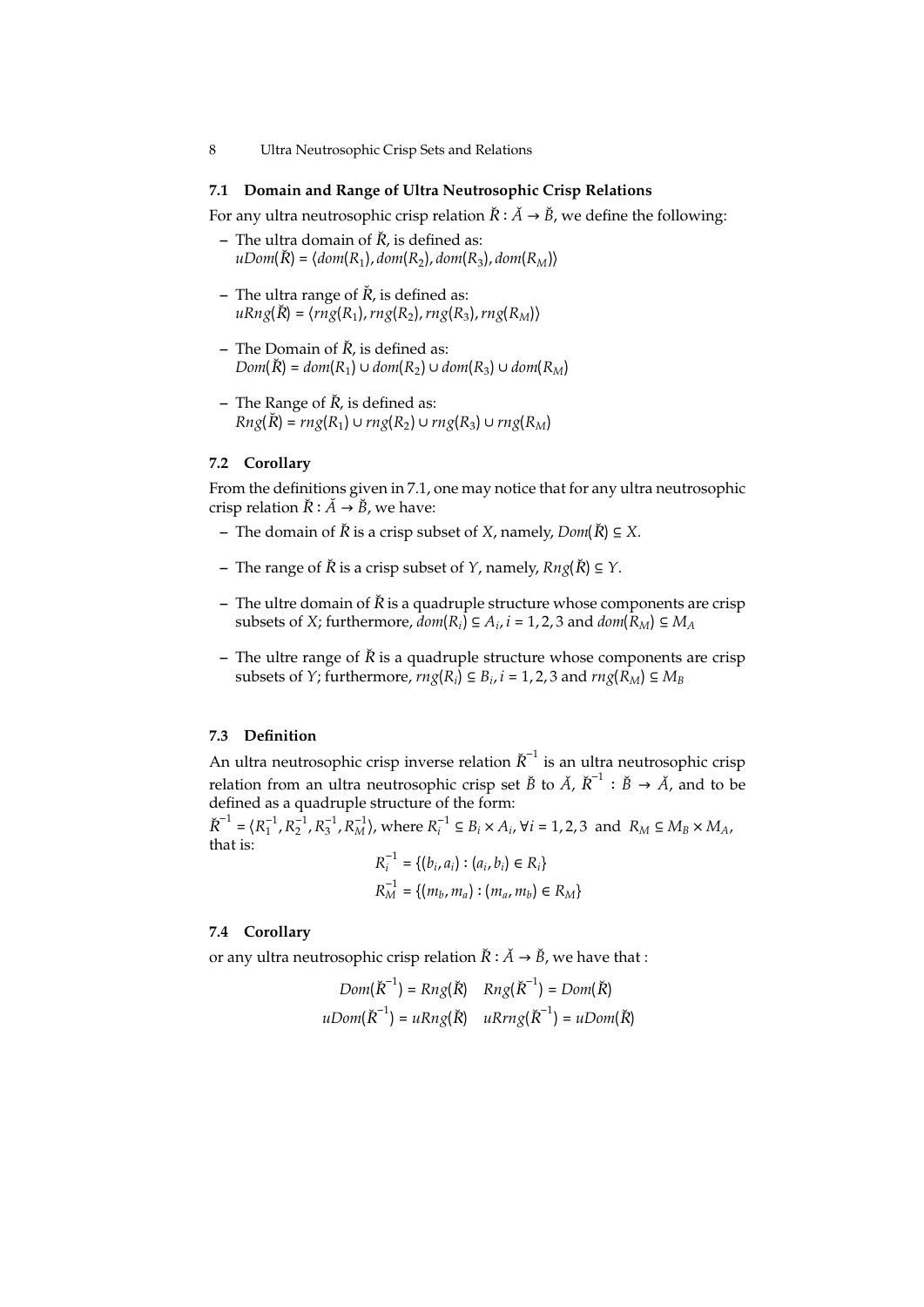### 7.1 Domain and Range of Ultra Neutrosophic Crisp Relations

For any ultra neutrosophic crisp relation $\breve{R} : \breve{A} \to \breve{B}$, we define the following:

- The ultra domain of $\breve{R}$, is defined as:
  $uDom(\breve{R}) = \langle dom(R_1), dom(R_2), dom(R_3), dom(R_M)\rangle$
- The ultra range of $\breve{R}$, is defined as:
  $uRng(\breve{R}) = \langle rng(R_1), rng(R_2), rng(R_3), rng(R_M)\rangle$
- The Domain of $\breve{R}$, is defined as:
  $Dom(\breve{R}) = dom(R_1) \cup dom(R_2) \cup dom(R_3) \cup dom(R_M)$
- The Range of $\breve{R}$, is defined as:
  $Rng(\breve{R}) = rng(R_1) \cup rng(R_2) \cup rng(R_3) \cup rng(R_M)$

### 7.2 Corollary

From the definitions given in 7.1, one may notice that for any ultra neutrosophic crisp relation $\breve{R} : \breve{A} \to \breve{B}$, we have:

- The domain of $\breve{R}$ is a crisp subset of $X$, namely, $Dom(\breve{R}) \subseteq X$.
- The range of $\breve{R}$ is a crisp subset of $Y$, namely, $Rng(\breve{R}) \subseteq Y$.
- The ultre domain of $\breve{R}$ is a quadruple structure whose components are crisp subsets of $X$; furthermore, $dom(R_i) \subseteq A_i, i = 1, 2, 3$ and $dom(R_M) \subseteq M_A$
- The ultre range of $\breve{R}$ is a quadruple structure whose components are crisp subsets of $Y$; furthermore, $rng(R_i) \subseteq B_i, i = 1, 2, 3$ and $rng(R_M) \subseteq M_B$

### 7.3 Definition

An ultra neutrosophic crisp inverse relation $\breve{R}^{-1}$ is an ultra neutrosophic crisp relation from an ultra neutrosophic crisp set $\breve{B}$ to $\breve{A}$, $\breve{R}^{-1} : \breve{B} \to \breve{A}$, and to be defined as a quadruple structure of the form:

$\breve{R}^{-1} = \langle R_1^{-1}, R_2^{-1}, R_3^{-1}, R_M^{-1}\rangle$, where $R_i^{-1} \subseteq B_i \times A_i, \forall i = 1, 2, 3$ and $R_M \subseteq M_B \times M_A$, that is:

$$R_i^{-1} = \{(b_i, a_i) : (a_i, b_i) \in R_i\}$$

$$R_M^{-1} = \{(m_b, m_a) : (m_a, m_b) \in R_M\}$$

### 7.4 Corollary

or any ultra neutrosophic crisp relation $\breve{R} : \breve{A} \to \breve{B}$, we have that :

$$Dom(\breve{R}^{-1}) = Rng(\breve{R}) \quad Rng(\breve{R}^{-1}) = Dom(\breve{R})$$

$$uDom(\breve{R}^{-1}) = uRng(\breve{R}) \quad uRrng(\breve{R}^{-1}) = uDom(\breve{R})$$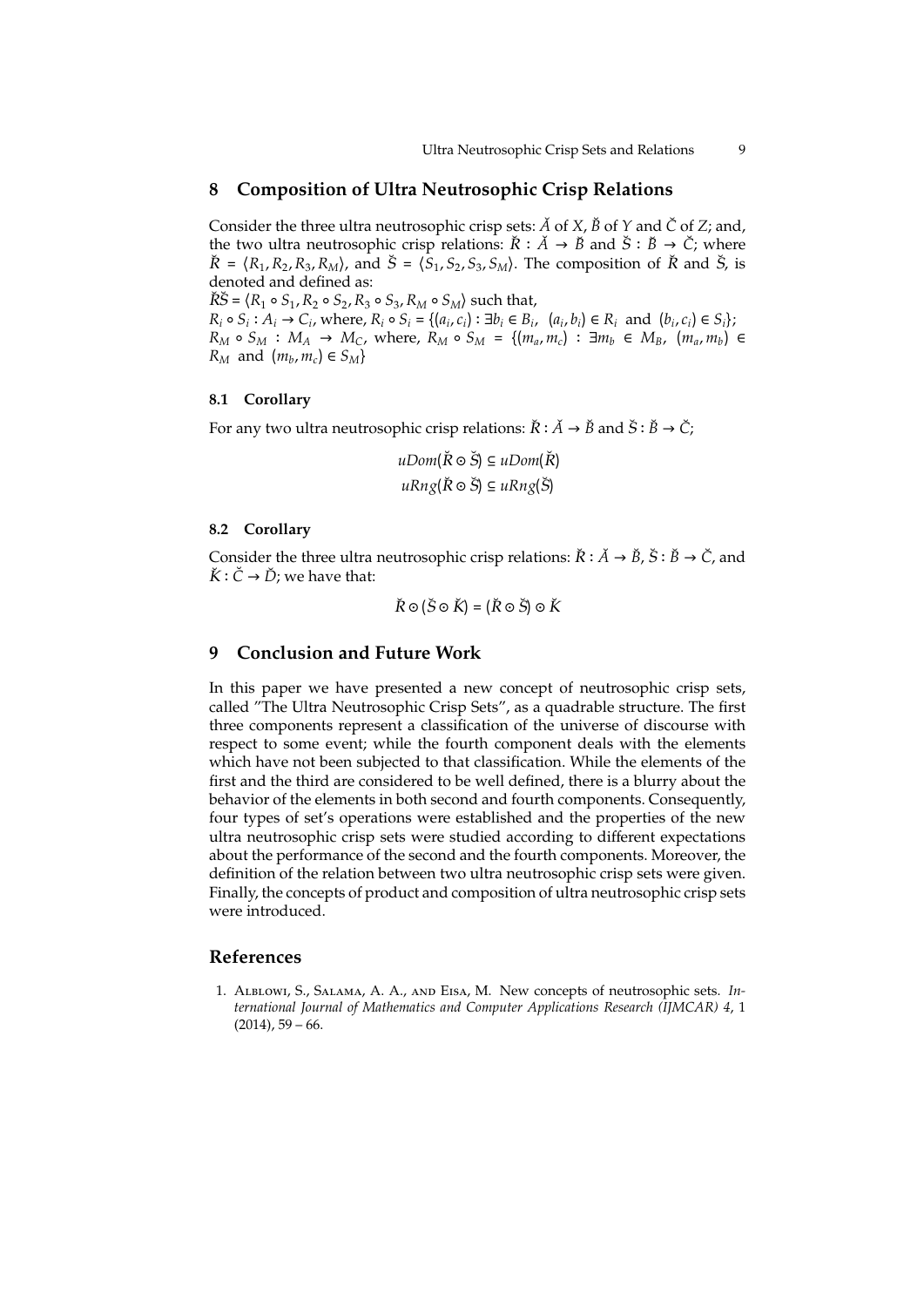## 8 Composition of Ultra Neutrosophic Crisp Relations

Consider the three ultra neutrosophic crisp sets: $\breve{A}$ of $X$, $\breve{B}$ of $Y$ and $\breve{C}$ of $Z$; and, the two ultra neutrosophic crisp relations: $\breve{R} : \breve{A} \to \breve{B}$ and $\breve{S} : \breve{B} \to \breve{C}$; where $\breve{R} = \langle R_1, R_2, R_3, R_M \rangle$, and $\breve{S} = \langle S_1, S_2, S_3, S_M \rangle$. The composition of $\breve{R}$ and $\breve{S}$, is denoted and defined as:

$\breve{R}\breve{S} = \langle R_1 \circ S_1, R_2 \circ S_2, R_3 \circ S_3, R_M \circ S_M \rangle$ such that,

$R_i \circ S_i : A_i \to C_i$, where, $R_i \circ S_i = \{(a_i, c_i) : \exists b_i \in B_i,\ (a_i, b_i) \in R_i \text{ and } (b_i, c_i) \in S_i\}$;

$R_M \circ S_M : M_A \to M_C$, where, $R_M \circ S_M = \{(m_a, m_c) : \exists m_b \in M_B,\ (m_a, m_b) \in R_M \text{ and } (m_b, m_c) \in S_M\}$

### 8.1 Corollary

For any two ultra neutrosophic crisp relations: $\breve{R} : \breve{A} \to \breve{B}$ and $\breve{S} : \breve{B} \to \breve{C}$;

$$uDom(\breve{R} \odot \breve{S}) \subseteq uDom(\breve{R})$$
$$uRng(\breve{R} \odot \breve{S}) \subseteq uRng(\breve{S})$$

### 8.2 Corollary

Consider the three ultra neutrosophic crisp relations: $\breve{R} : \breve{A} \to \breve{B}$, $\breve{S} : \breve{B} \to \breve{C}$, and $\breve{K} : \breve{C} \to \breve{D}$; we have that:

$$\breve{R} \odot (\breve{S} \odot \breve{K}) = (\breve{R} \odot \breve{S}) \odot \breve{K}$$

## 9 Conclusion and Future Work

In this paper we have presented a new concept of neutrosophic crisp sets, called "The Ultra Neutrosophic Crisp Sets", as a quadrable structure. The first three components represent a classification of the universe of discourse with respect to some event; while the fourth component deals with the elements which have not been subjected to that classification. While the elements of the first and the third are considered to be well defined, there is a blurry about the behavior of the elements in both second and fourth components. Consequently, four types of set's operations were established and the properties of the new ultra neutrosophic crisp sets were studied according to different expectations about the performance of the second and the fourth components. Moreover, the definition of the relation between two ultra neutrosophic crisp sets were given. Finally, the concepts of product and composition of ultra neutrosophic crisp sets were introduced.

## References

1. Alblowi, S., Salama, A. A., and Eisa, M. New concepts of neutrosophic sets. *International Journal of Mathematics and Computer Applications Research (IJMCAR) 4*, 1 (2014), 59 – 66.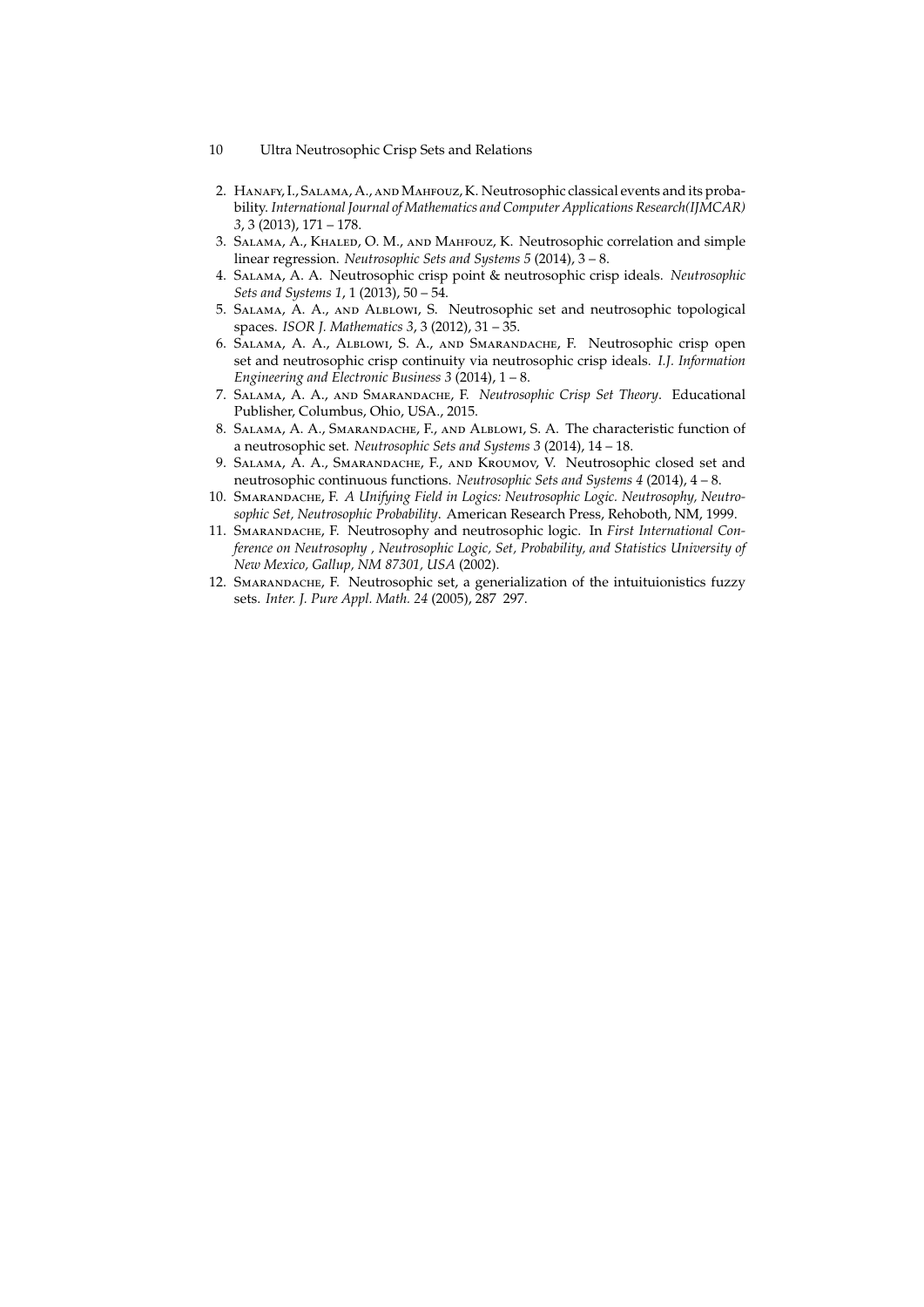2. Hanafy, I., Salama, A., and Mahfouz, K. Neutrosophic classical events and its probability. *International Journal of Mathematics and Computer Applications Research(IJMCAR) 3*, 3 (2013), 171 – 178.
3. Salama, A., Khaled, O. M., and Mahfouz, K. Neutrosophic correlation and simple linear regression. *Neutrosophic Sets and Systems 5* (2014), 3 – 8.
4. Salama, A. A. Neutrosophic crisp point & neutrosophic crisp ideals. *Neutrosophic Sets and Systems 1*, 1 (2013), 50 – 54.
5. Salama, A. A., and Alblowi, S. Neutrosophic set and neutrosophic topological spaces. *ISOR J. Mathematics 3*, 3 (2012), 31 – 35.
6. Salama, A. A., Alblowi, S. A., and Smarandache, F. Neutrosophic crisp open set and neutrosophic crisp continuity via neutrosophic crisp ideals. *I.J. Information Engineering and Electronic Business 3* (2014), 1 – 8.
7. Salama, A. A., and Smarandache, F. *Neutrosophic Crisp Set Theory*. Educational Publisher, Columbus, Ohio, USA., 2015.
8. Salama, A. A., Smarandache, F., and Alblowi, S. A. The characteristic function of a neutrosophic set. *Neutrosophic Sets and Systems 3* (2014), 14 – 18.
9. Salama, A. A., Smarandache, F., and Kroumov, V. Neutrosophic closed set and neutrosophic continuous functions. *Neutrosophic Sets and Systems 4* (2014), 4 – 8.
10. Smarandache, F. *A Unifying Field in Logics: Neutrosophic Logic. Neutrosophy, Neutrosophic Set, Neutrosophic Probability*. American Research Press, Rehoboth, NM, 1999.
11. Smarandache, F. Neutrosophy and neutrosophic logic. In *First International Conference on Neutrosophy , Neutrosophic Logic, Set, Probability, and Statistics University of New Mexico, Gallup, NM 87301, USA* (2002).
12. Smarandache, F. Neutrosophic set, a generialization of the intuituionistics fuzzy sets. *Inter. J. Pure Appl. Math. 24* (2005), 287 297.